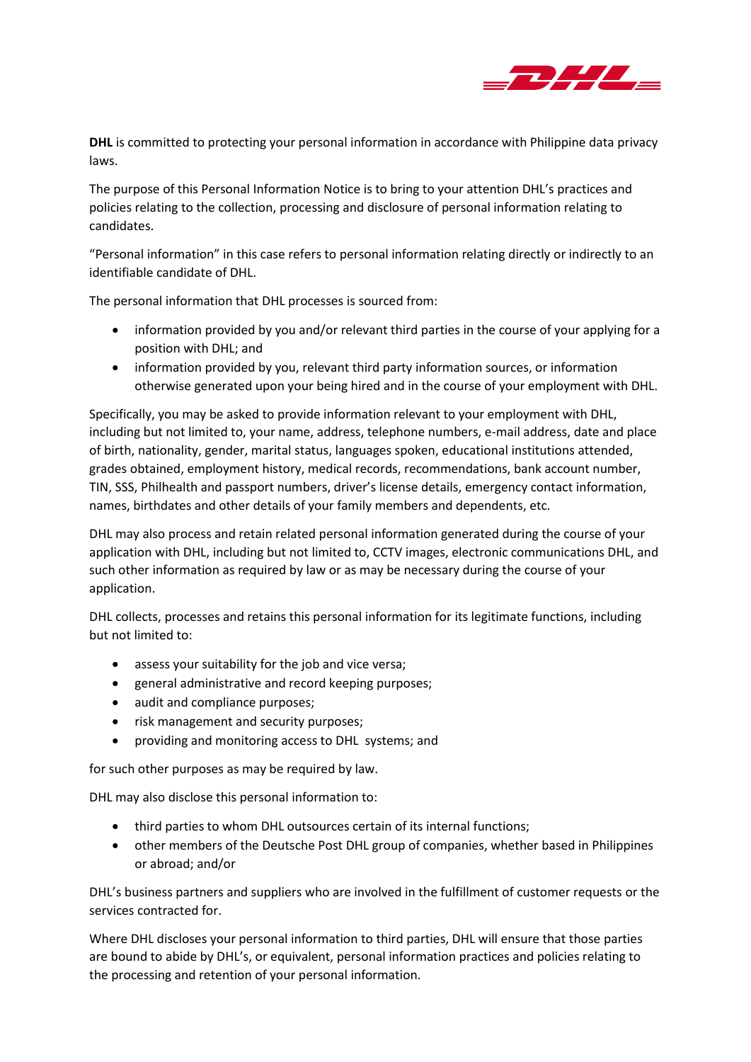**DHL** is committed to protecting your personal information in accordance with Philippine data privacy laws.

The purpose of this Personal Information Notice is to bring to your attention DHL's practices and policies relating to the collection, processing and disclosure of personal information relating to candidates.

"Personal information" in this case refers to personal information relating directly or indirectly to an identifiable candidate of DHL.

The personal information that DHL processes is sourced from:

- information provided by you and/or relevant third parties in the course of your applying for a position with DHL; and
- information provided by you, relevant third party information sources, or information otherwise generated upon your being hired and in the course of your employment with DHL.

Specifically, you may be asked to provide information relevant to your employment with DHL, including but not limited to, your name, address, telephone numbers, e-mail address, date and place of birth, nationality, gender, marital status, languages spoken, educational institutions attended, grades obtained, employment history, medical records, recommendations, bank account number, TIN, SSS, Philhealth and passport numbers, driver's license details, emergency contact information, names, birthdates and other details of your family members and dependents, etc.

DHL may also process and retain related personal information generated during the course of your application with DHL, including but not limited to, CCTV images, electronic communications DHL, and such other information as required by law or as may be necessary during the course of your application.

DHL collects, processes and retains this personal information for its legitimate functions, including but not limited to:

- assess your suitability for the job and vice versa;
- general administrative and record keeping purposes;
- audit and compliance purposes;
- risk management and security purposes;
- providing and monitoring access to DHL systems; and

for such other purposes as may be required by law.

DHL may also disclose this personal information to:

- third parties to whom DHL outsources certain of its internal functions;
- other members of the Deutsche Post DHL group of companies, whether based in Philippines or abroad; and/or

DHL's business partners and suppliers who are involved in the fulfillment of customer requests or the services contracted for.

Where DHL discloses your personal information to third parties, DHL will ensure that those parties are bound to abide by DHL's, or equivalent, personal information practices and policies relating to the processing and retention of your personal information.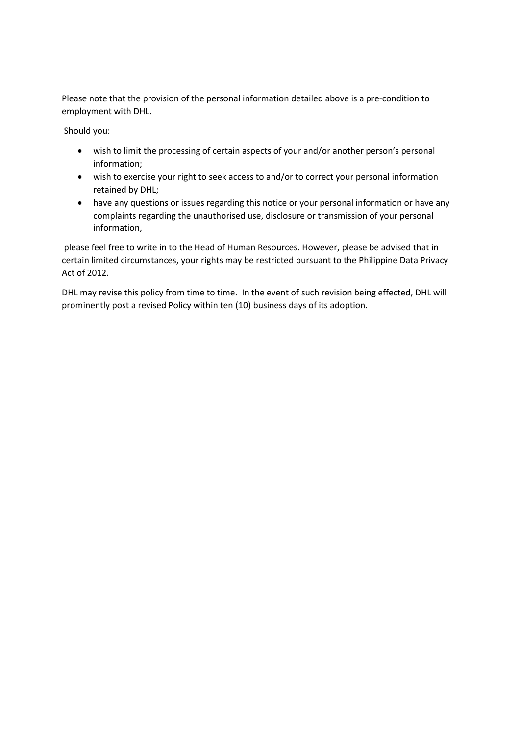Please note that the provision of the personal information detailed above is a pre-condition to employment with DHL.

Should you:

- wish to limit the processing of certain aspects of your and/or another person's personal information;
- wish to exercise your right to seek access to and/or to correct your personal information retained by DHL;
- have any questions or issues regarding this notice or your personal information or have any complaints regarding the unauthorised use, disclosure or transmission of your personal information,

please feel free to write in to the Head of Human Resources. However, please be advised that in certain limited circumstances, your rights may be restricted pursuant to the Philippine Data Privacy Act of 2012.

DHL may revise this policy from time to time. In the event of such revision being effected, DHL will prominently post a revised Policy within ten (10) business days of its adoption.